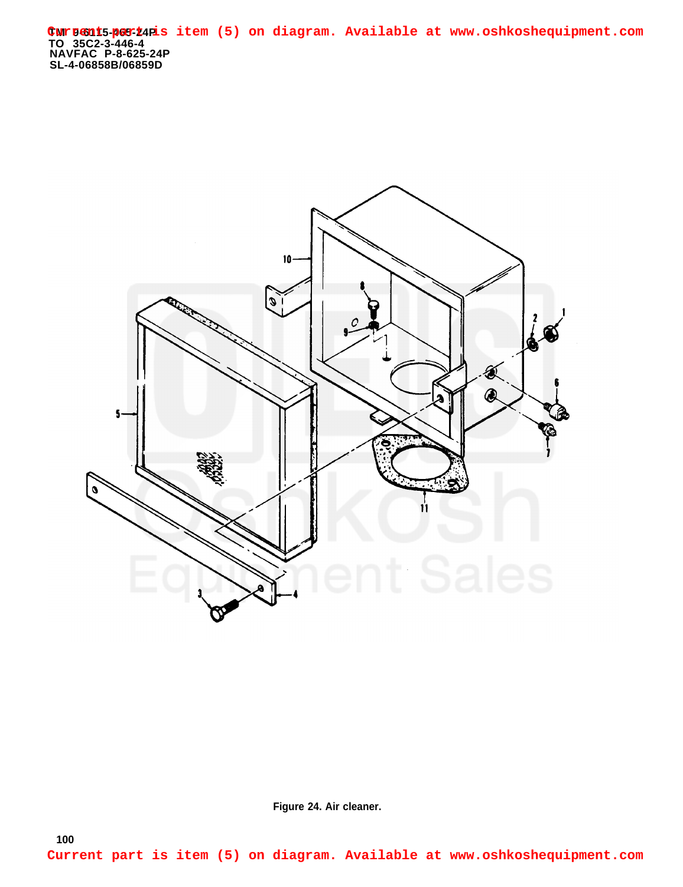Current part is item (5) on diagram. Available at www.oshkoshequipment.com

TM 9-6115-465-24P
TO 35C2-3-446-4
NAVFAC P-8-625-24P
SL-4-06858B/06859D

Figure 24. Air cleaner.

Current part is item (5) on diagram. Available at www.oshkoshequipment.com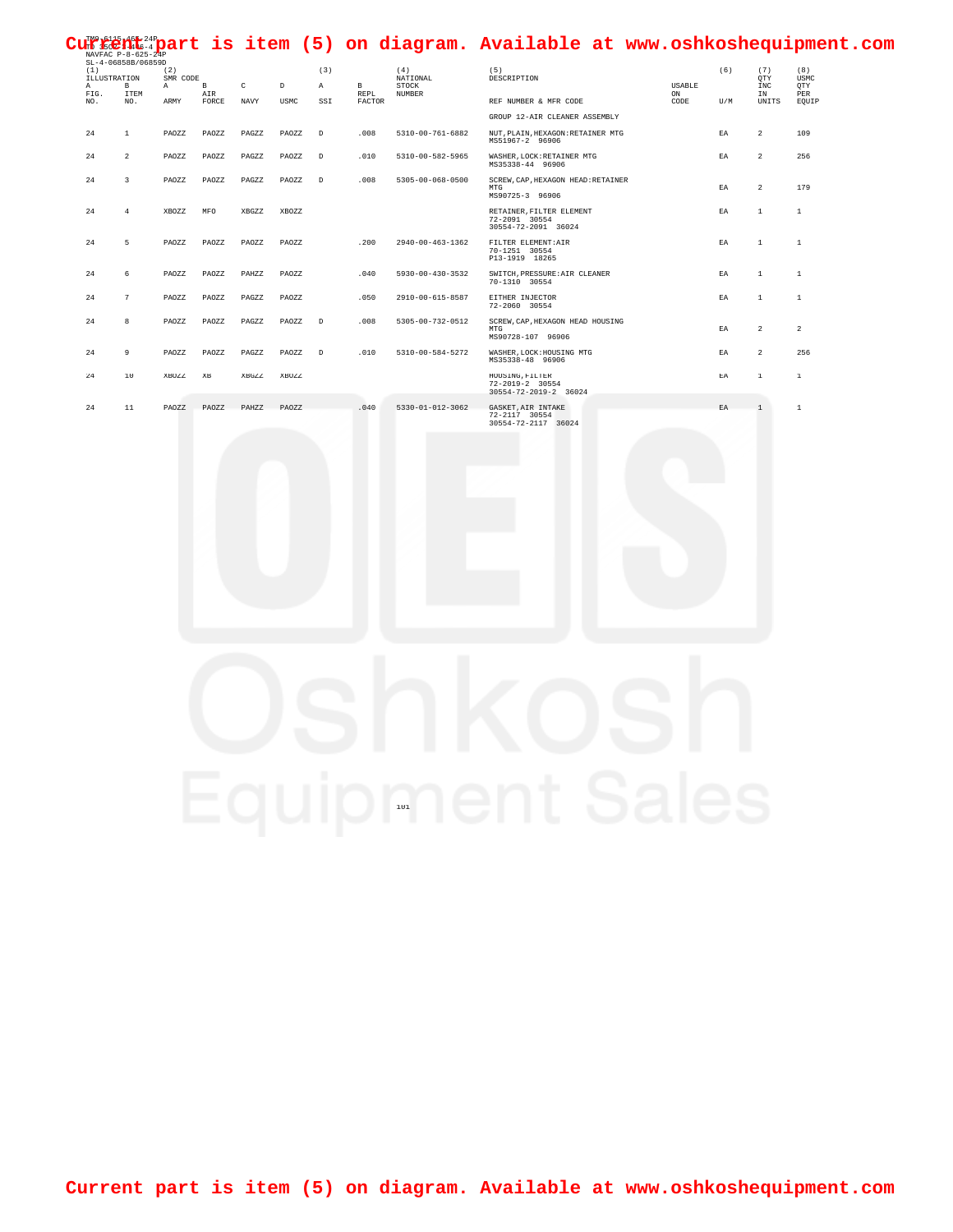Current part is item (5) on diagram. Available at www.oshkoshequipment.com

TM9-6115-465-24P
TO 35C2-3-446-4
NAVFAC P-8-625-24P
SL-4-06858B/06859D

| (1) ILLUSTRATION A FIG. NO. | B ITEM NO. | (2) SMR CODE A ARMY | B AIR FORCE | C NAVY | D USMC | (3) A SSI | B REPL FACTOR | (4) NATIONAL STOCK NUMBER | (5) DESCRIPTION REF NUMBER & MFR CODE | USABLE ON CODE | (6) U/M | (7) QTY INC IN UNITS | (8) USMC QTY PER EQUIP |
|---|---|---|---|---|---|---|---|---|---|---|---|---|---|
| | | | | | | | | | GROUP 12-AIR CLEANER ASSEMBLY | | | | |
| 24 | 1 | PAOZZ | PAOZZ | PAGZZ | PAOZZ | D | .008 | 5310-00-761-6882 | NUT,PLAIN,HEXAGON:RETAINER MTG MS51967-2 96906 | | EA | 2 | 109 |
| 24 | 2 | PAOZZ | PAOZZ | PAGZZ | PAOZZ | D | .010 | 5310-00-582-5965 | WASHER,LOCK:RETAINER MTG MS35338-44 96906 | | EA | 2 | 256 |
| 24 | 3 | PAOZZ | PAOZZ | PAGZZ | PAOZZ | D | .008 | 5305-00-068-0500 | SCREW,CAP,HEXAGON HEAD:RETAINER MTG MS90725-3 96906 | | EA | 2 | 179 |
| 24 | 4 | XBOZZ | MFO | XBGZZ | XBOZZ | | | | RETAINER,FILTER ELEMENT 72-2091 30554 30554-72-2091 36024 | | EA | 1 | 1 |
| 24 | 5 | PAOZZ | PAOZZ | PAOZZ | PAOZZ | | .200 | 2940-00-463-1362 | FILTER ELEMENT:AIR 70-1251 30554 P13-1919 18265 | | EA | 1 | 1 |
| 24 | 6 | PAOZZ | PAOZZ | PAHZZ | PAOZZ | | .040 | 5930-00-430-3532 | SWITCH,PRESSURE:AIR CLEANER 70-1310 30554 | | EA | 1 | 1 |
| 24 | 7 | PAOZZ | PAOZZ | PAGZZ | PAOZZ | | .050 | 2910-00-615-8587 | EITHER INJECTOR 72-2060 30554 | | EA | 1 | 1 |
| 24 | 8 | PAOZZ | PAOZZ | PAGZZ | PAOZZ | D | .008 | 5305-00-732-0512 | SCREW,CAP,HEXAGON HEAD HOUSING MTG MS90728-107 96906 | | EA | 2 | 2 |
| 24 | 9 | PAOZZ | PAOZZ | PAGZZ | PAOZZ | D | .010 | 5310-00-584-5272 | WASHER,LOCK:HOUSING MTG MS35338-48 96906 | | EA | 2 | 256 |
| 24 | 10 | XBOZZ | XB | XBGZZ | XBOZZ | | | | HOUSING,FILTER 72-2019-2 30554 30554-72-2019-2 36024 | | EA | 1 | 1 |
| 24 | 11 | PAOZZ | PAOZZ | PAHZZ | PAOZZ | | .040 | 5330-01-012-3062 | GASKET,AIR INTAKE 72-2117 30554 30554-72-2117 36024 | | EA | 1 | 1 |

Current part is item (5) on diagram. Available at www.oshkoshequipment.com